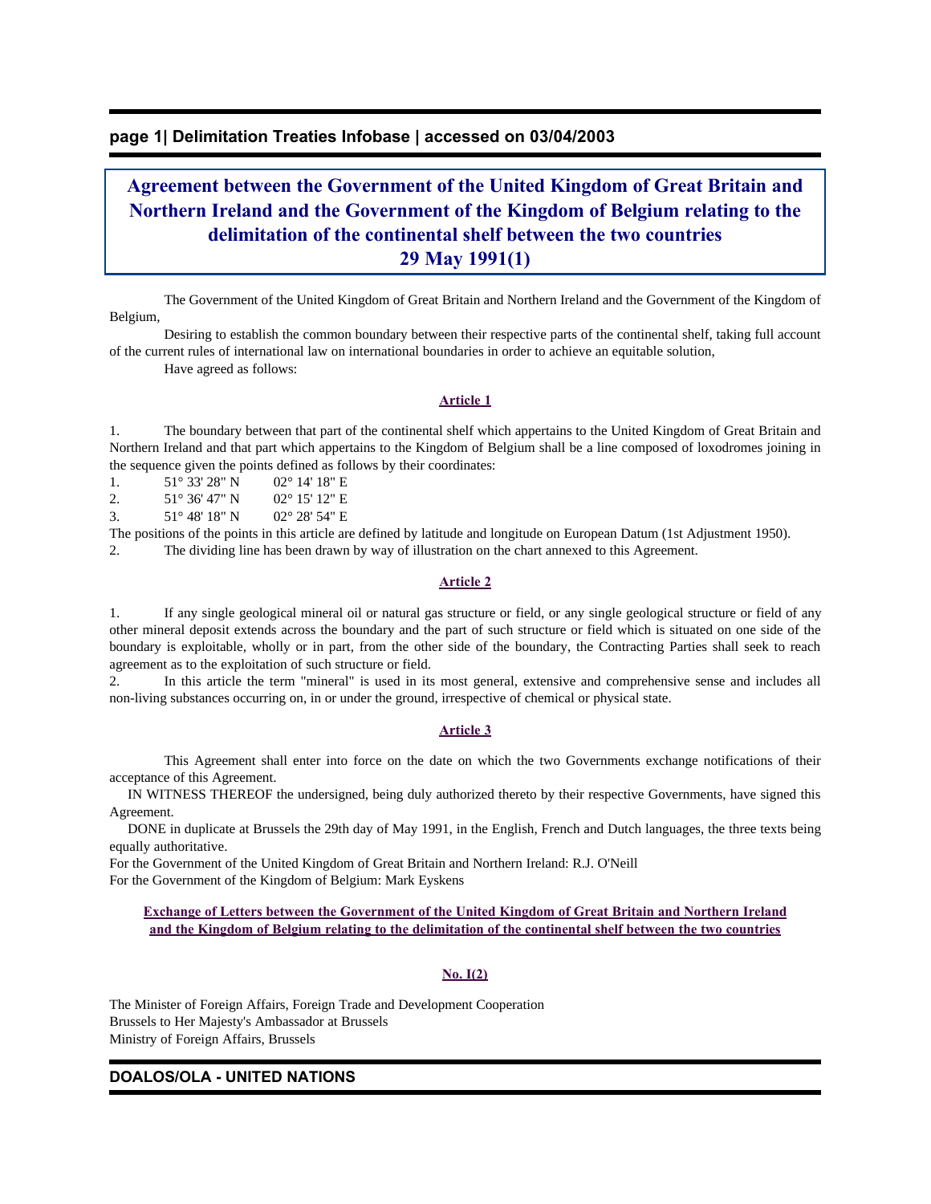# Agreement between the Government of the United Kingdom of Great Britain and Northern Ireland and the Government of the Kingdom of Belgium relating to the delimitation of the continental shelf between the two countries

## 29 May 1991(1)

The Government of the United Kingdom of Great Britain and Northern Ireland and the Government of the Kingdom of Belgium,

Desiring to establish the common boundary between their respective parts of the continental shelf, taking full account of the current rules of international law on international boundaries in order to achieve an equitable solution,

Have agreed as follows:

### Article 1

1. The boundary between that part of the continental shelf which appertains to the United Kingdom of Great Britain and Northern Ireland and that part which appertains to the Kingdom of Belgium shall be a line composed of loxodromes joining in the sequence given the points defined as follows by their coordinates:

| | | |
|---|---|---|
| 1. | 51° 33' 28" N | 02° 14' 18" E |
| 2. | 51° 36' 47" N | 02° 15' 12" E |
| 3. | 51° 48' 18" N | 02° 28' 54" E |

The positions of the points in this article are defined by latitude and longitude on European Datum (1st Adjustment 1950).

2. The dividing line has been drawn by way of illustration on the chart annexed to this Agreement.

### Article 2

1. If any single geological mineral oil or natural gas structure or field, or any single geological structure or field of any other mineral deposit extends across the boundary and the part of such structure or field which is situated on one side of the boundary is exploitable, wholly or in part, from the other side of the boundary, the Contracting Parties shall seek to reach agreement as to the exploitation of such structure or field.

2. In this article the term "mineral" is used in its most general, extensive and comprehensive sense and includes all non-living substances occurring on, in or under the ground, irrespective of chemical or physical state.

### Article 3

This Agreement shall enter into force on the date on which the two Governments exchange notifications of their acceptance of this Agreement.

IN WITNESS THEREOF the undersigned, being duly authorized thereto by their respective Governments, have signed this Agreement.

DONE in duplicate at Brussels the 29th day of May 1991, in the English, French and Dutch languages, the three texts being equally authoritative.

For the Government of the United Kingdom of Great Britain and Northern Ireland: R.J. O'Neill

For the Government of the Kingdom of Belgium: Mark Eyskens

### Exchange of Letters between the Government of the United Kingdom of Great Britain and Northern Ireland and the Kingdom of Belgium relating to the delimitation of the continental shelf between the two countries

#### No. I(2)

The Minister of Foreign Affairs, Foreign Trade and Development Cooperation
Brussels to Her Majesty's Ambassador at Brussels
Ministry of Foreign Affairs, Brussels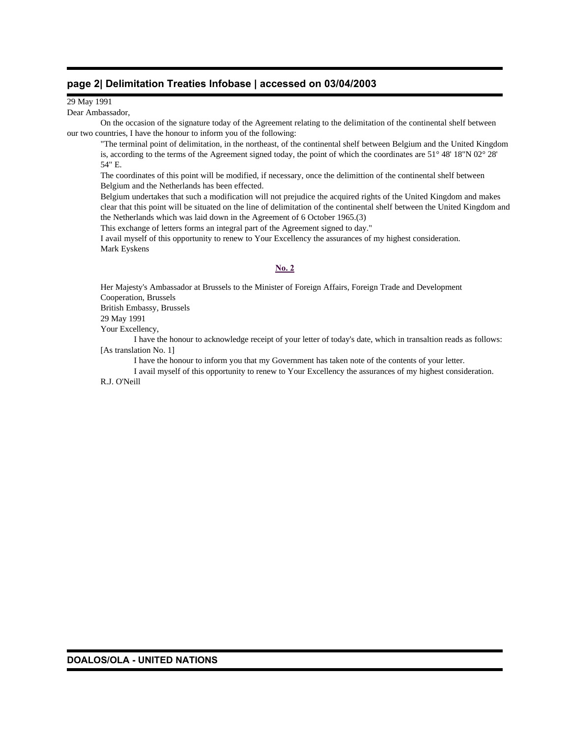29 May 1991

Dear Ambassador,

On the occasion of the signature today of the Agreement relating to the delimitation of the continental shelf between our two countries, I have the honour to inform you of the following:

"The terminal point of delimitation, in the northeast, of the continental shelf between Belgium and the United Kingdom is, according to the terms of the Agreement signed today, the point of which the coordinates are 51° 48' 18"N 02° 28' 54" E.

The coordinates of this point will be modified, if necessary, once the delimittion of the continental shelf between Belgium and the Netherlands has been effected.

Belgium undertakes that such a modification will not prejudice the acquired rights of the United Kingdom and makes clear that this point will be situated on the line of delimitation of the continental shelf between the United Kingdom and the Netherlands which was laid down in the Agreement of 6 October 1965.(3)

This exchange of letters forms an integral part of the Agreement signed to day."

I avail myself of this opportunity to renew to Your Excellency the assurances of my highest consideration.

Mark Eyskens

**No. 2**

Her Majesty's Ambassador at Brussels to the Minister of Foreign Affairs, Foreign Trade and Development Cooperation, Brussels

British Embassy, Brussels

29 May 1991

Your Excellency,

I have the honour to acknowledge receipt of your letter of today's date, which in transaltion reads as follows: [As translation No. 1]

I have the honour to inform you that my Government has taken note of the contents of your letter.

I avail myself of this opportunity to renew to Your Excellency the assurances of my highest consideration.

R.J. O'Neill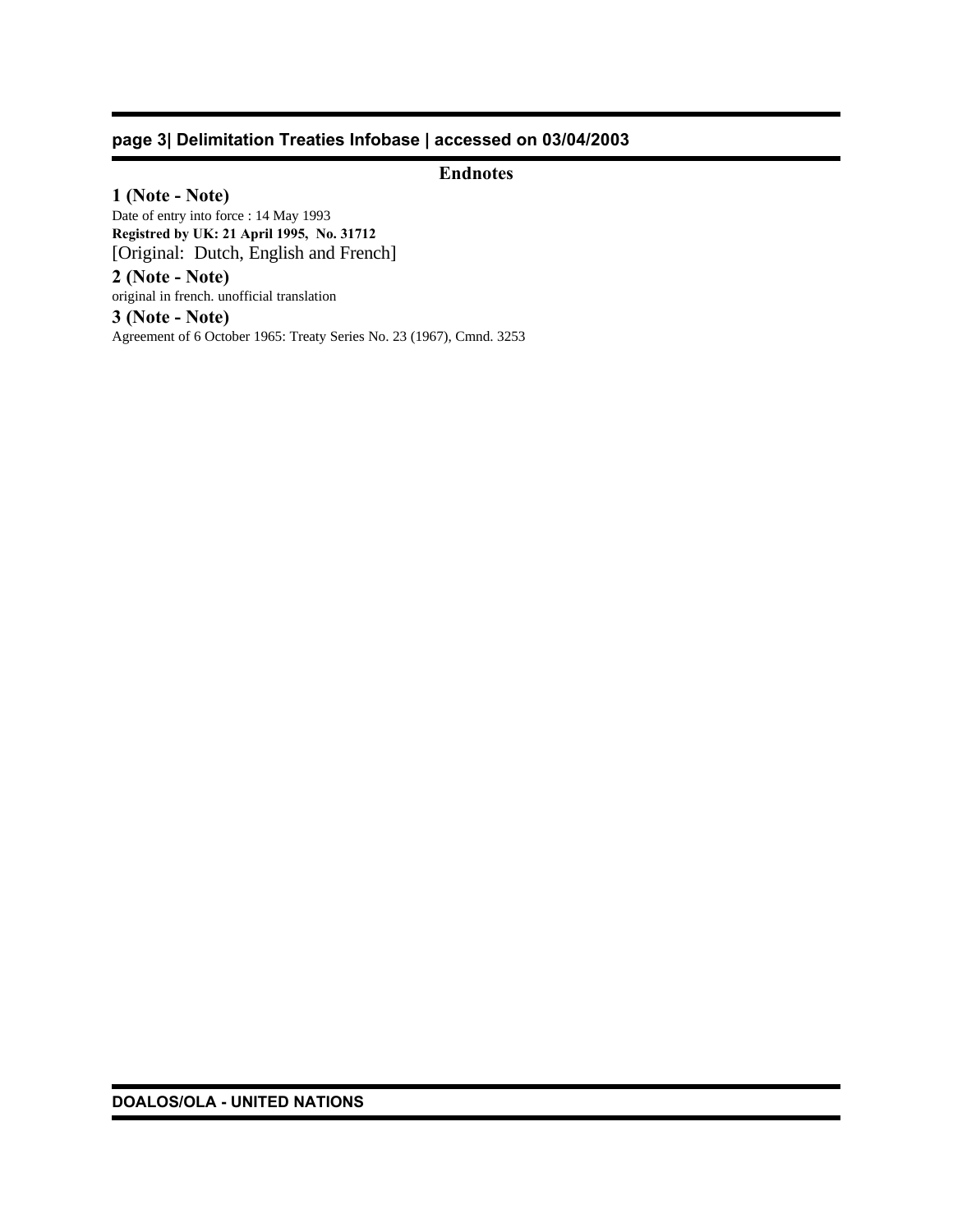## Endnotes

**1 (Note - Note)**

Date of entry into force : 14 May 1993

**Registred by UK: 21 April 1995, No. 31712**

[Original: Dutch, English and French]

**2 (Note - Note)**

original in french. unofficial translation

**3 (Note - Note)**

Agreement of 6 October 1965: Treaty Series No. 23 (1967), Cmnd. 3253